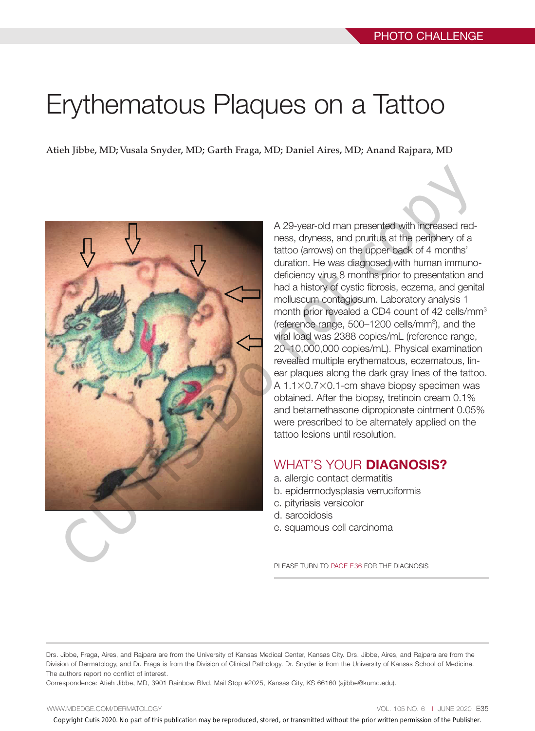# Erythematous Plaques on a Tattoo

**Atieh Jibbe, MD; Vusala Snyder, MD; Garth Fraga, MD; Daniel Aires, MD; Anand Rajpara, MD**

A 29-year-old man presented with increased redness, dryness, and pruritus at the periphery of a tattoo (arrows) on the upper back of 4 months' duration. He was diagnosed with human immunodeficiency virus 8 months prior to presentation and had a history of cystic fibrosis, eczema, and genital molluscum contagiosum. Laboratory analysis 1 month prior revealed a CD4 count of 42 cells/mm$^3$ (reference range, 500–1200 cells/mm$^3$), and the viral load was 2388 copies/mL (reference range, 20–10,000,000 copies/mL). Physical examination revealed multiple erythematous, eczematous, linear plaques along the dark gray lines of the tattoo. A 1.1×0.7×0.1-cm shave biopsy specimen was obtained. After the biopsy, tretinoin cream 0.1% and betamethasone dipropionate ointment 0.05% were prescribed to be alternately applied on the tattoo lesions until resolution.

## WHAT'S YOUR **DIAGNOSIS?**

a. allergic contact dermatitis
b. epidermodysplasia verruciformis
c. pityriasis versicolor
d. sarcoidosis
e. squamous cell carcinoma

PLEASE TURN TO PAGE E36 FOR THE DIAGNOSIS

Drs. Jibbe, Fraga, Aires, and Rajpara are from the University of Kansas Medical Center, Kansas City. Drs. Jibbe, Aires, and Rajpara are from the Division of Dermatology, and Dr. Fraga is from the Division of Clinical Pathology. Dr. Snyder is from the University of Kansas School of Medicine.
The authors report no conflict of interest.
Correspondence: Atieh Jibbe, MD, 3901 Rainbow Blvd, Mail Stop #2025, Kansas City, KS 66160 (ajibbe@kumc.edu).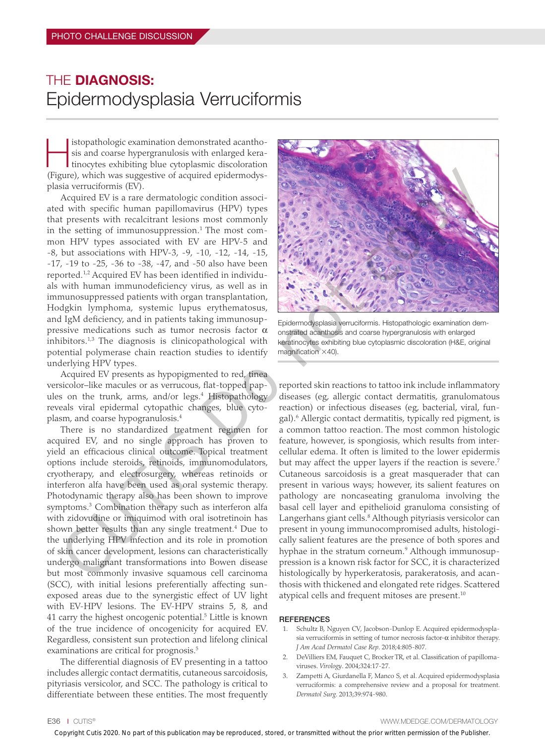PHOTO CHALLENGE DISCUSSION

# THE **DIAGNOSIS:** Epidermodysplasia Verruciformis

Histopathologic examination demonstrated acanthosis and coarse hypergranulosis with enlarged keratinocytes exhibiting blue cytoplasmic discoloration (Figure), which was suggestive of acquired epidermodysplasia verruciformis (EV).

Acquired EV is a rare dermatologic condition associated with specific human papillomavirus (HPV) types that presents with recalcitrant lesions most commonly in the setting of immunosuppression.[1] The most common HPV types associated with EV are HPV-5 and -8, but associations with HPV-3, -9, -10, -12, -14, -15, -17, -19 to -25, -36 to -38, -47, and -50 also have been reported.[1,2] Acquired EV has been identified in individuals with human immunodeficiency virus, as well as in immunosuppressed patients with organ transplantation, Hodgkin lymphoma, systemic lupus erythematosus, and IgM deficiency, and in patients taking immunosuppressive medications such as tumor necrosis factor α inhibitors.[1,3] The diagnosis is clinicopathological with potential polymerase chain reaction studies to identify underlying HPV types.

Acquired EV presents as hypopigmented to red, tinea versicolor–like macules or as verrucous, flat-topped papules on the trunk, arms, and/or legs.[4] Histopathology reveals viral epidermal cytopathic changes, blue cytoplasm, and coarse hypogranulosis.[4]

There is no standardized treatment regimen for acquired EV, and no single approach has proven to yield an efficacious clinical outcome. Topical treatment options include steroids, retinoids, immunomodulators, cryotherapy, and electrosurgery, whereas retinoids or interferon alfa have been used as oral systemic therapy. Photodynamic therapy also has been shown to improve symptoms.[3] Combination therapy such as interferon alfa with zidovudine or imiquimod with oral isotretinoin has shown better results than any single treatment.[4] Due to the underlying HPV infection and its role in promotion of skin cancer development, lesions can characteristically undergo malignant transformations into Bowen disease but most commonly invasive squamous cell carcinoma (SCC), with initial lesions preferentially affecting sun-exposed areas due to the synergistic effect of UV light with EV-HPV lesions. The EV-HPV strains 5, 8, and 41 carry the highest oncogenic potential.[5] Little is known of the true incidence of oncogenicity for acquired EV. Regardless, consistent sun protection and lifelong clinical examinations are critical for prognosis.[5]

The differential diagnosis of EV presenting in a tattoo includes allergic contact dermatitis, cutaneous sarcoidosis, pityriasis versicolor, and SCC. The pathology is critical to differentiate between these entities. The most frequently reported skin reactions to tattoo ink include inflammatory diseases (eg, allergic contact dermatitis, granulomatous reaction) or infectious diseases (eg, bacterial, viral, fungal).[6] Allergic contact dermatitis, typically red pigment, is a common tattoo reaction. The most common histologic feature, however, is spongiosis, which results from intercellular edema. It often is limited to the lower epidermis but may affect the upper layers if the reaction is severe.[7] Cutaneous sarcoidosis is a great masquerader that can present in various ways; however, its salient features on pathology are noncaseating granuloma involving the basal cell layer and epithelioid granuloma consisting of Langerhans giant cells.[8] Although pityriasis versicolor can present in young immunocompromised adults, histologically salient features are the presence of both spores and hyphae in the stratum corneum.[9] Although immunosuppression is a known risk factor for SCC, it is characterized histologically by hyperkeratosis, parakeratosis, and acanthosis with thickened and elongated rete ridges. Scattered atypical cells and frequent mitoses are present.[10]

Epidermodysplasia verruciformis. Histopathologic examination demonstrated acanthosis and coarse hypergranulosis with enlarged keratinocytes exhibiting blue cytoplasmic discoloration (H&E, original magnification ×40).

## REFERENCES

1. Schultz B, Nguyen CV, Jacobson-Dunlop E. Acquired epidermodysplasia verruciformis in setting of tumor necrosis factor-α inhibitor therapy. *J Am Acad Dermatol Case Rep*. 2018;4:805-807.
2. DeVilliers EM, Fauquet C, Brocker TR, et al. Classification of papillomaviruses. *Virology*. 2004;324:17-27.
3. Zampetti A, Giurdanella F, Manco S, et al. Acquired epidermodysplasia verruciformis: a comprehensive review and a proposal for treatment. *Dermatol Surg*. 2013;39:974-980.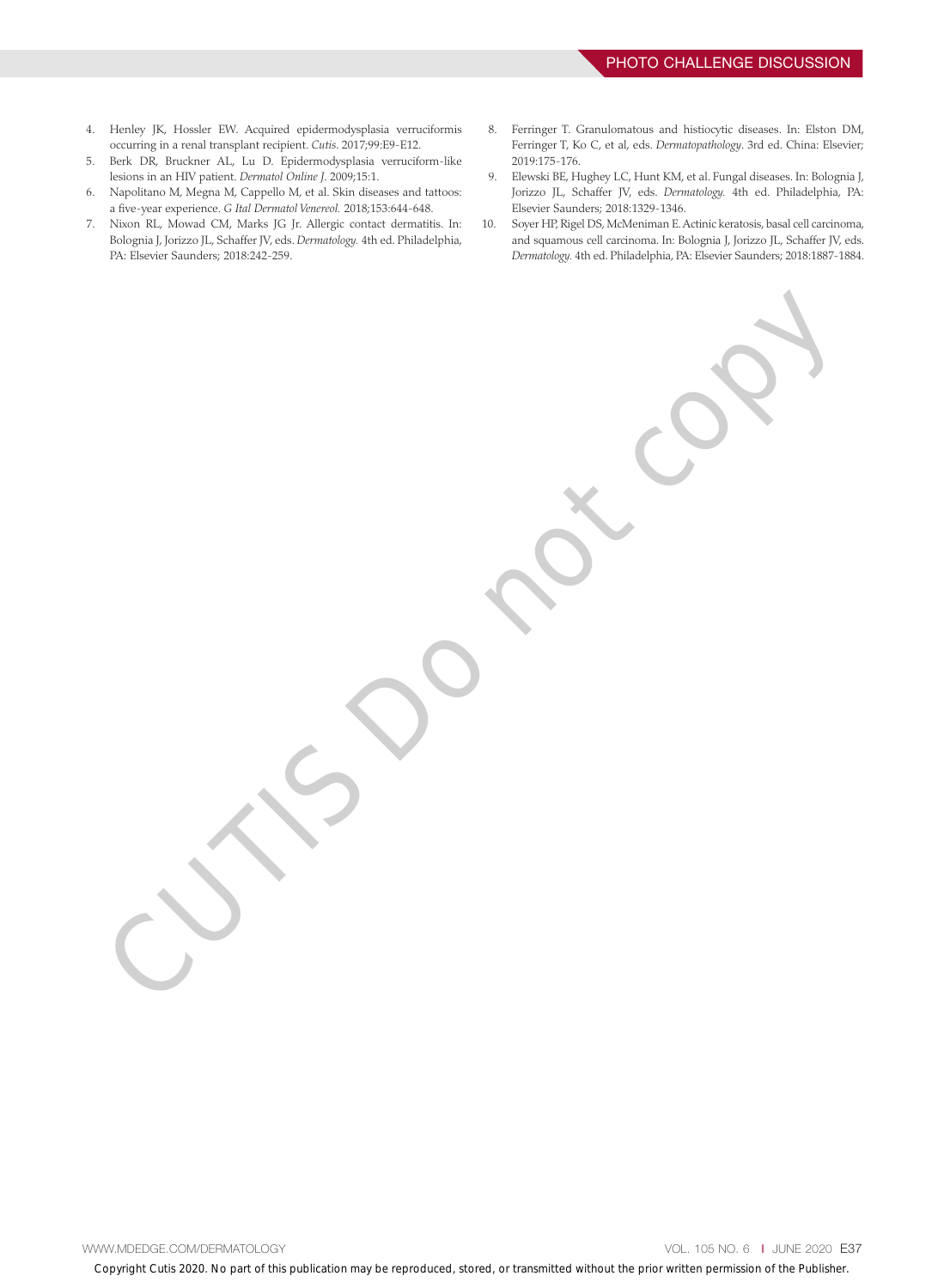4. Henley JK, Hossler EW. Acquired epidermodysplasia verruciformis occurring in a renal transplant recipient. *Cutis*. 2017;99:E9-E12.
5. Berk DR, Bruckner AL, Lu D. Epidermodysplasia verruciform-like lesions in an HIV patient. *Dermatol Online J*. 2009;15:1.
6. Napolitano M, Megna M, Cappello M, et al. Skin diseases and tattoos: a five-year experience. *G Ital Dermatol Venereol.* 2018;153:644-648.
7. Nixon RL, Mowad CM, Marks JG Jr. Allergic contact dermatitis. In: Bolognia J, Jorizzo JL, Schaffer JV, eds. *Dermatology.* 4th ed. Philadelphia, PA: Elsevier Saunders; 2018:242-259.
8. Ferringer T. Granulomatous and histiocytic diseases. In: Elston DM, Ferringer T, Ko C, et al, eds. *Dermatopathology*. 3rd ed. China: Elsevier; 2019:175-176.
9. Elewski BE, Hughey LC, Hunt KM, et al. Fungal diseases. In: Bolognia J, Jorizzo JL, Schaffer JV, eds. *Dermatology.* 4th ed. Philadelphia, PA: Elsevier Saunders; 2018:1329-1346.
10. Soyer HP, Rigel DS, McMeniman E. Actinic keratosis, basal cell carcinoma, and squamous cell carcinoma. In: Bolognia J, Jorizzo JL, Schaffer JV, eds. *Dermatology.* 4th ed. Philadelphia, PA: Elsevier Saunders; 2018:1887-1884.